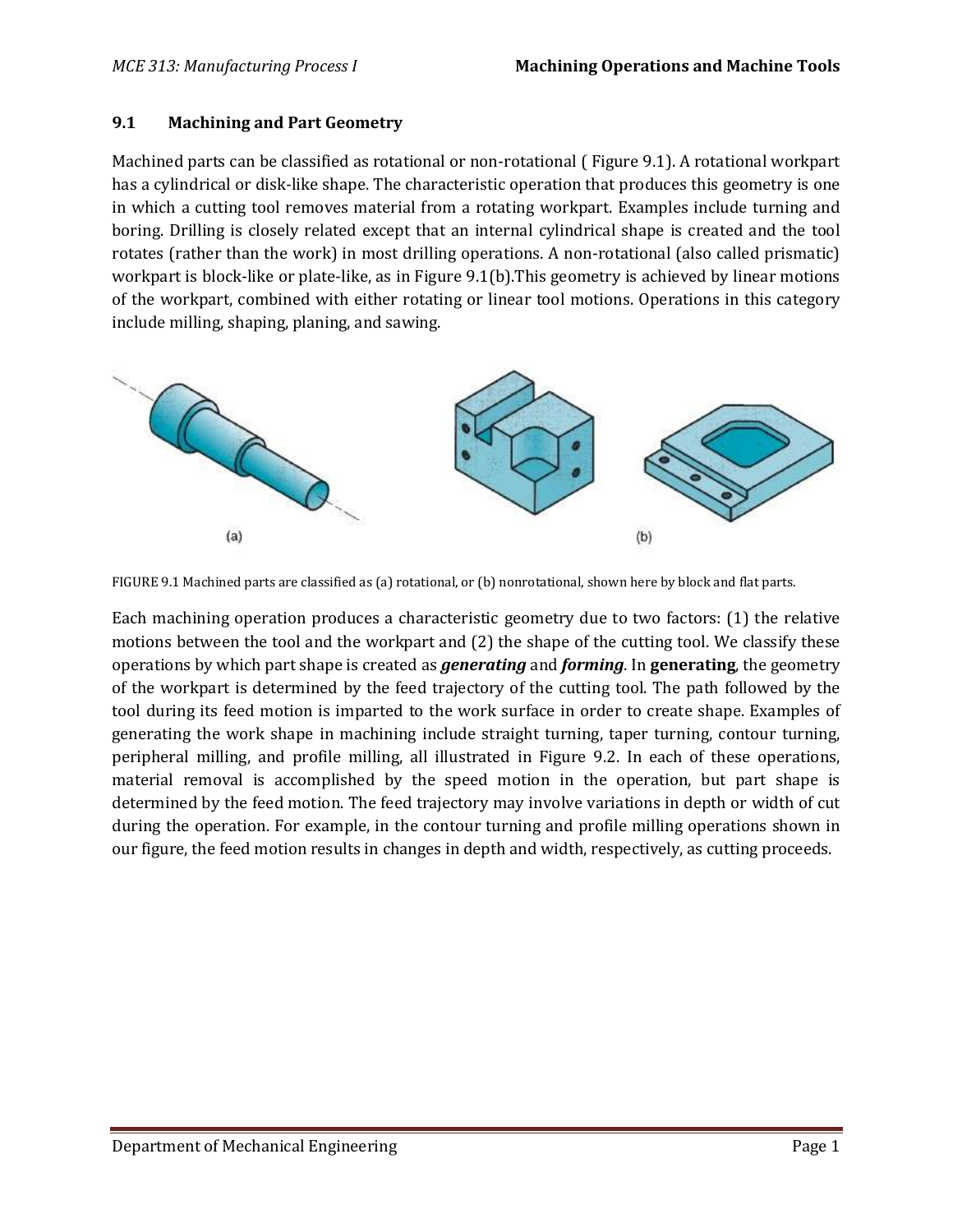## 9.1 Machining and Part Geometry

Machined parts can be classified as rotational or non-rotational ( Figure 9.1). A rotational workpart has a cylindrical or disk-like shape. The characteristic operation that produces this geometry is one in which a cutting tool removes material from a rotating workpart. Examples include turning and boring. Drilling is closely related except that an internal cylindrical shape is created and the tool rotates (rather than the work) in most drilling operations. A non-rotational (also called prismatic) workpart is block-like or plate-like, as in Figure 9.1(b).This geometry is achieved by linear motions of the workpart, combined with either rotating or linear tool motions. Operations in this category include milling, shaping, planing, and sawing.

FIGURE 9.1 Machined parts are classified as (a) rotational, or (b) nonrotational, shown here by block and flat parts.

Each machining operation produces a characteristic geometry due to two factors: (1) the relative motions between the tool and the workpart and (2) the shape of the cutting tool. We classify these operations by which part shape is created as ***generating*** and ***forming***. In **generating**, the geometry of the workpart is determined by the feed trajectory of the cutting tool. The path followed by the tool during its feed motion is imparted to the work surface in order to create shape. Examples of generating the work shape in machining include straight turning, taper turning, contour turning, peripheral milling, and profile milling, all illustrated in Figure 9.2. In each of these operations, material removal is accomplished by the speed motion in the operation, but part shape is determined by the feed motion. The feed trajectory may involve variations in depth or width of cut during the operation. For example, in the contour turning and profile milling operations shown in our figure, the feed motion results in changes in depth and width, respectively, as cutting proceeds.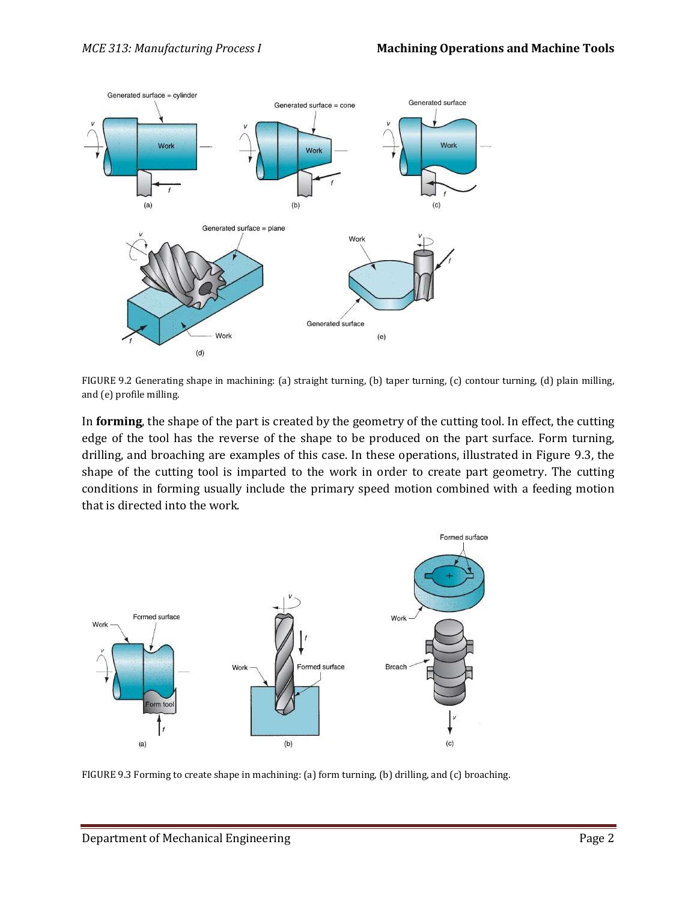FIGURE 9.2 Generating shape in machining: (a) straight turning, (b) taper turning, (c) contour turning, (d) plain milling, and (e) profile milling.

In **forming**, the shape of the part is created by the geometry of the cutting tool. In effect, the cutting edge of the tool has the reverse of the shape to be produced on the part surface. Form turning, drilling, and broaching are examples of this case. In these operations, illustrated in Figure 9.3, the shape of the cutting tool is imparted to the work in order to create part geometry. The cutting conditions in forming usually include the primary speed motion combined with a feeding motion that is directed into the work.

FIGURE 9.3 Forming to create shape in machining: (a) form turning, (b) drilling, and (c) broaching.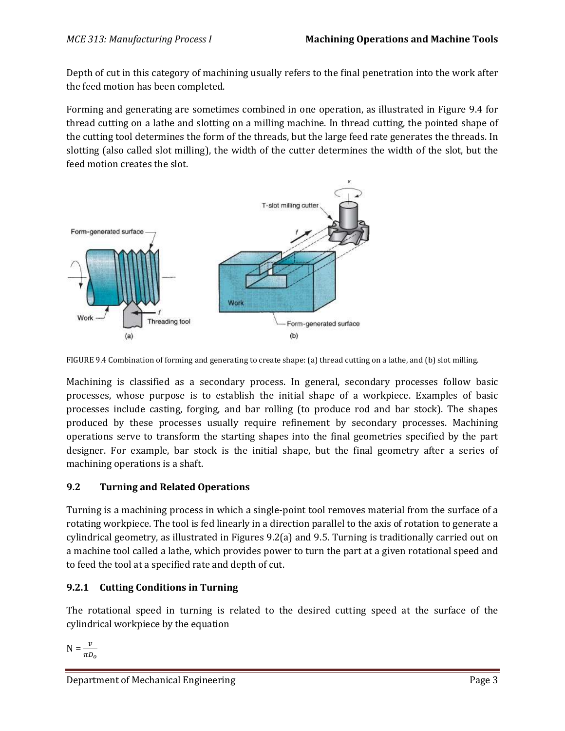Depth of cut in this category of machining usually refers to the final penetration into the work after the feed motion has been completed.

Forming and generating are sometimes combined in one operation, as illustrated in Figure 9.4 for thread cutting on a lathe and slotting on a milling machine. In thread cutting, the pointed shape of the cutting tool determines the form of the threads, but the large feed rate generates the threads. In slotting (also called slot milling), the width of the cutter determines the width of the slot, but the feed motion creates the slot.

FIGURE 9.4 Combination of forming and generating to create shape: (a) thread cutting on a lathe, and (b) slot milling.

Machining is classified as a secondary process. In general, secondary processes follow basic processes, whose purpose is to establish the initial shape of a workpiece. Examples of basic processes include casting, forging, and bar rolling (to produce rod and bar stock). The shapes produced by these processes usually require refinement by secondary processes. Machining operations serve to transform the starting shapes into the final geometries specified by the part designer. For example, bar stock is the initial shape, but the final geometry after a series of machining operations is a shaft.

## 9.2 Turning and Related Operations

Turning is a machining process in which a single-point tool removes material from the surface of a rotating workpiece. The tool is fed linearly in a direction parallel to the axis of rotation to generate a cylindrical geometry, as illustrated in Figures 9.2(a) and 9.5. Turning is traditionally carried out on a machine tool called a lathe, which provides power to turn the part at a given rotational speed and to feed the tool at a specified rate and depth of cut.

### 9.2.1 Cutting Conditions in Turning

The rotational speed in turning is related to the desired cutting speed at the surface of the cylindrical workpiece by the equation

$$N = \frac{v}{\pi D_o}$$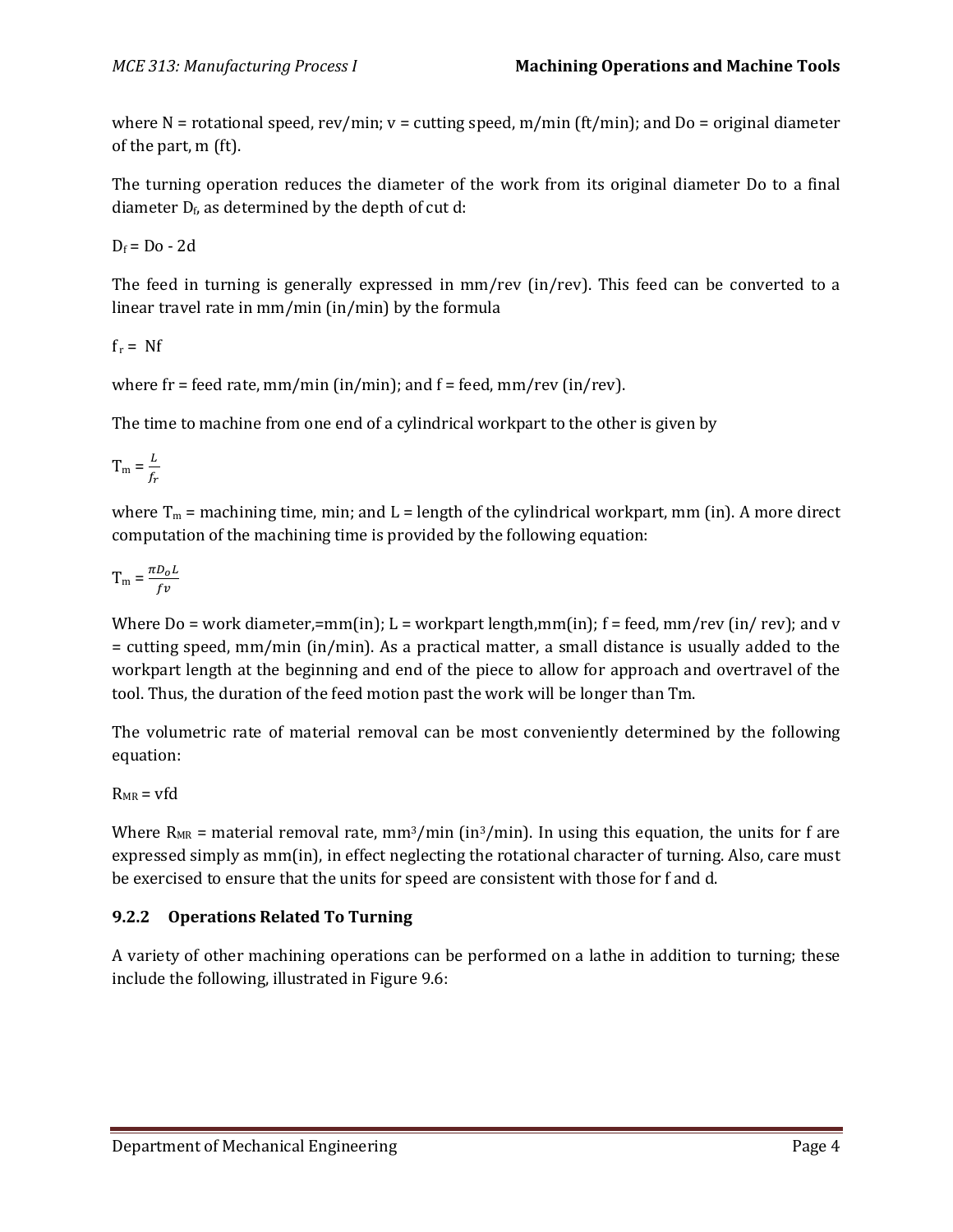where N = rotational speed, rev/min; v = cutting speed, m/min (ft/min); and Do = original diameter of the part, m (ft).

The turning operation reduces the diameter of the work from its original diameter Do to a final diameter $D_f$, as determined by the depth of cut d:

$$D_f = Do - 2d$$

The feed in turning is generally expressed in mm/rev (in/rev). This feed can be converted to a linear travel rate in mm/min (in/min) by the formula

$$f_r = Nf$$

where fr = feed rate, mm/min (in/min); and f = feed, mm/rev (in/rev).

The time to machine from one end of a cylindrical workpart to the other is given by

$$T_m = \frac{L}{f_r}$$

where $T_m$ = machining time, min; and L = length of the cylindrical workpart, mm (in). A more direct computation of the machining time is provided by the following equation:

$$T_m = \frac{\pi D_o L}{fv}$$

Where Do = work diameter,=mm(in); L = workpart length,mm(in); f = feed, mm/rev (in/ rev); and v = cutting speed, mm/min (in/min). As a practical matter, a small distance is usually added to the workpart length at the beginning and end of the piece to allow for approach and overtravel of the tool. Thus, the duration of the feed motion past the work will be longer than Tm.

The volumetric rate of material removal can be most conveniently determined by the following equation:

$$R_{MR} = vfd$$

Where $R_{MR}$ = material removal rate, $mm^3$/min ($in^3$/min). In using this equation, the units for f are expressed simply as mm(in), in effect neglecting the rotational character of turning. Also, care must be exercised to ensure that the units for speed are consistent with those for f and d.

### 9.2.2 Operations Related To Turning

A variety of other machining operations can be performed on a lathe in addition to turning; these include the following, illustrated in Figure 9.6: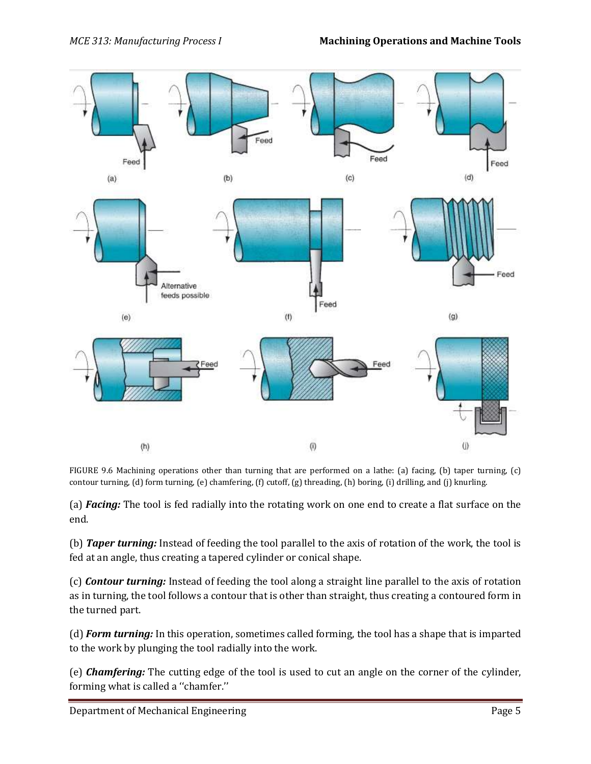FIGURE 9.6 Machining operations other than turning that are performed on a lathe: (a) facing, (b) taper turning, (c) contour turning, (d) form turning, (e) chamfering, (f) cutoff, (g) threading, (h) boring, (i) drilling, and (j) knurling.

(a) ***Facing:*** The tool is fed radially into the rotating work on one end to create a flat surface on the end.

(b) ***Taper turning:*** Instead of feeding the tool parallel to the axis of rotation of the work, the tool is fed at an angle, thus creating a tapered cylinder or conical shape.

(c) ***Contour turning:*** Instead of feeding the tool along a straight line parallel to the axis of rotation as in turning, the tool follows a contour that is other than straight, thus creating a contoured form in the turned part.

(d) ***Form turning:*** In this operation, sometimes called forming, the tool has a shape that is imparted to the work by plunging the tool radially into the work.

(e) ***Chamfering:*** The cutting edge of the tool is used to cut an angle on the corner of the cylinder, forming what is called a ''chamfer.''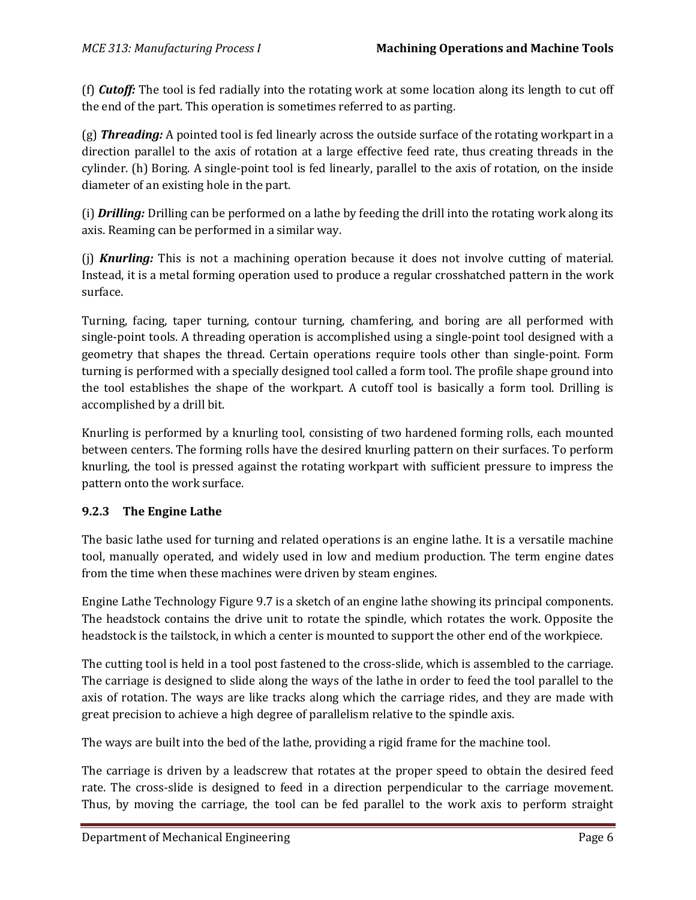(f) ***Cutoff:*** The tool is fed radially into the rotating work at some location along its length to cut off the end of the part. This operation is sometimes referred to as parting.

(g) ***Threading:*** A pointed tool is fed linearly across the outside surface of the rotating workpart in a direction parallel to the axis of rotation at a large effective feed rate, thus creating threads in the cylinder. (h) Boring. A single-point tool is fed linearly, parallel to the axis of rotation, on the inside diameter of an existing hole in the part.

(i) ***Drilling:*** Drilling can be performed on a lathe by feeding the drill into the rotating work along its axis. Reaming can be performed in a similar way.

(j) ***Knurling:*** This is not a machining operation because it does not involve cutting of material. Instead, it is a metal forming operation used to produce a regular crosshatched pattern in the work surface.

Turning, facing, taper turning, contour turning, chamfering, and boring are all performed with single-point tools. A threading operation is accomplished using a single-point tool designed with a geometry that shapes the thread. Certain operations require tools other than single-point. Form turning is performed with a specially designed tool called a form tool. The profile shape ground into the tool establishes the shape of the workpart. A cutoff tool is basically a form tool. Drilling is accomplished by a drill bit.

Knurling is performed by a knurling tool, consisting of two hardened forming rolls, each mounted between centers. The forming rolls have the desired knurling pattern on their surfaces. To perform knurling, the tool is pressed against the rotating workpart with sufficient pressure to impress the pattern onto the work surface.

### 9.2.3 The Engine Lathe

The basic lathe used for turning and related operations is an engine lathe. It is a versatile machine tool, manually operated, and widely used in low and medium production. The term engine dates from the time when these machines were driven by steam engines.

Engine Lathe Technology Figure 9.7 is a sketch of an engine lathe showing its principal components. The headstock contains the drive unit to rotate the spindle, which rotates the work. Opposite the headstock is the tailstock, in which a center is mounted to support the other end of the workpiece.

The cutting tool is held in a tool post fastened to the cross-slide, which is assembled to the carriage. The carriage is designed to slide along the ways of the lathe in order to feed the tool parallel to the axis of rotation. The ways are like tracks along which the carriage rides, and they are made with great precision to achieve a high degree of parallelism relative to the spindle axis.

The ways are built into the bed of the lathe, providing a rigid frame for the machine tool.

The carriage is driven by a leadscrew that rotates at the proper speed to obtain the desired feed rate. The cross-slide is designed to feed in a direction perpendicular to the carriage movement. Thus, by moving the carriage, the tool can be fed parallel to the work axis to perform straight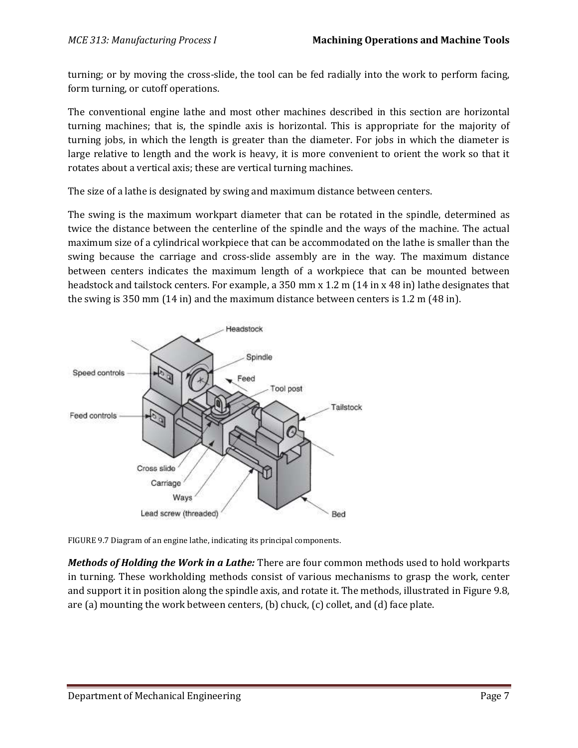turning; or by moving the cross-slide, the tool can be fed radially into the work to perform facing, form turning, or cutoff operations.

The conventional engine lathe and most other machines described in this section are horizontal turning machines; that is, the spindle axis is horizontal. This is appropriate for the majority of turning jobs, in which the length is greater than the diameter. For jobs in which the diameter is large relative to length and the work is heavy, it is more convenient to orient the work so that it rotates about a vertical axis; these are vertical turning machines.

The size of a lathe is designated by swing and maximum distance between centers.

The swing is the maximum workpart diameter that can be rotated in the spindle, determined as twice the distance between the centerline of the spindle and the ways of the machine. The actual maximum size of a cylindrical workpiece that can be accommodated on the lathe is smaller than the swing because the carriage and cross-slide assembly are in the way. The maximum distance between centers indicates the maximum length of a workpiece that can be mounted between headstock and tailstock centers. For example, a 350 mm x 1.2 m (14 in x 48 in) lathe designates that the swing is 350 mm (14 in) and the maximum distance between centers is 1.2 m (48 in).

FIGURE 9.7 Diagram of an engine lathe, indicating its principal components.

***Methods of Holding the Work in a Lathe:*** There are four common methods used to hold workparts in turning. These workholding methods consist of various mechanisms to grasp the work, center and support it in position along the spindle axis, and rotate it. The methods, illustrated in Figure 9.8, are (a) mounting the work between centers, (b) chuck, (c) collet, and (d) face plate.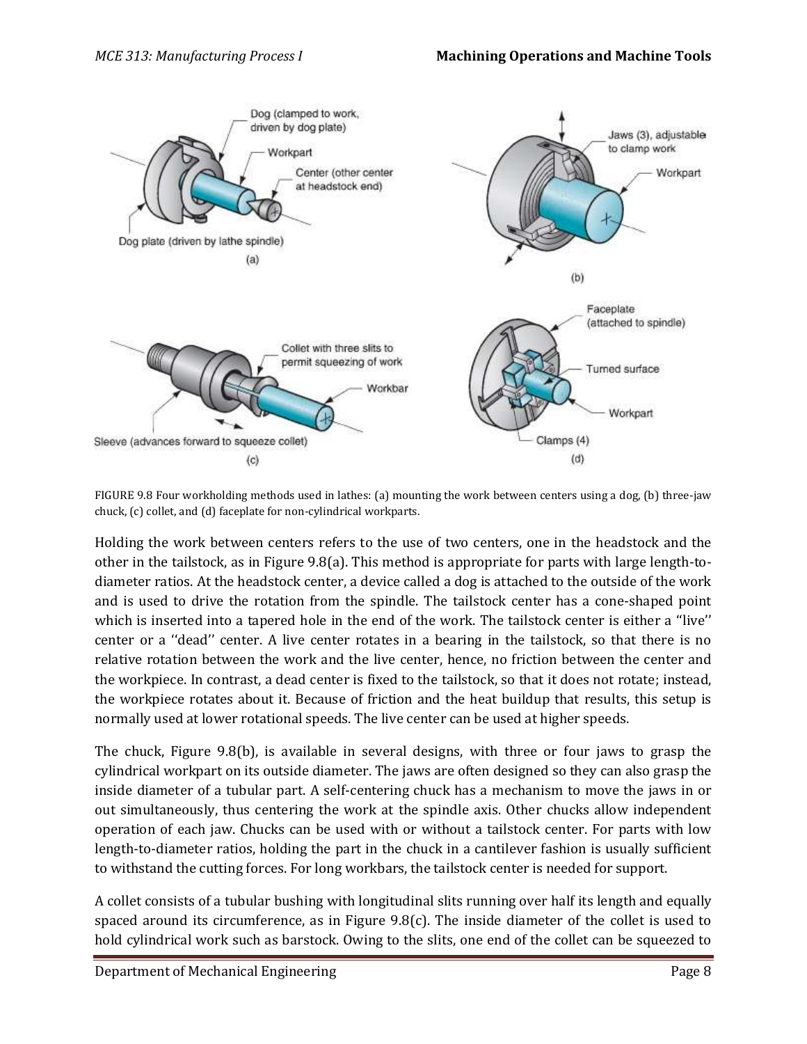FIGURE 9.8 Four workholding methods used in lathes: (a) mounting the work between centers using a dog, (b) three-jaw chuck, (c) collet, and (d) faceplate for non-cylindrical workparts.

Holding the work between centers refers to the use of two centers, one in the headstock and the other in the tailstock, as in Figure 9.8(a). This method is appropriate for parts with large length-to-diameter ratios. At the headstock center, a device called a dog is attached to the outside of the work and is used to drive the rotation from the spindle. The tailstock center has a cone-shaped point which is inserted into a tapered hole in the end of the work. The tailstock center is either a ''live'' center or a ''dead'' center. A live center rotates in a bearing in the tailstock, so that there is no relative rotation between the work and the live center, hence, no friction between the center and the workpiece. In contrast, a dead center is fixed to the tailstock, so that it does not rotate; instead, the workpiece rotates about it. Because of friction and the heat buildup that results, this setup is normally used at lower rotational speeds. The live center can be used at higher speeds.

The chuck, Figure 9.8(b), is available in several designs, with three or four jaws to grasp the cylindrical workpart on its outside diameter. The jaws are often designed so they can also grasp the inside diameter of a tubular part. A self-centering chuck has a mechanism to move the jaws in or out simultaneously, thus centering the work at the spindle axis. Other chucks allow independent operation of each jaw. Chucks can be used with or without a tailstock center. For parts with low length-to-diameter ratios, holding the part in the chuck in a cantilever fashion is usually sufficient to withstand the cutting forces. For long workbars, the tailstock center is needed for support.

A collet consists of a tubular bushing with longitudinal slits running over half its length and equally spaced around its circumference, as in Figure 9.8(c). The inside diameter of the collet is used to hold cylindrical work such as barstock. Owing to the slits, one end of the collet can be squeezed to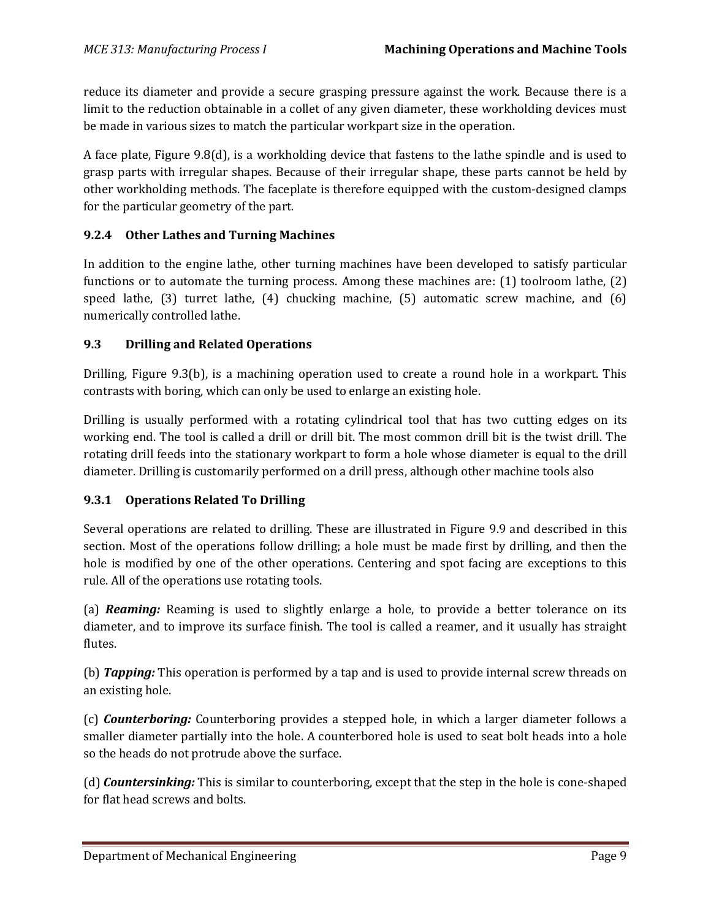reduce its diameter and provide a secure grasping pressure against the work. Because there is a limit to the reduction obtainable in a collet of any given diameter, these workholding devices must be made in various sizes to match the particular workpart size in the operation.

A face plate, Figure 9.8(d), is a workholding device that fastens to the lathe spindle and is used to grasp parts with irregular shapes. Because of their irregular shape, these parts cannot be held by other workholding methods. The faceplate is therefore equipped with the custom-designed clamps for the particular geometry of the part.

### 9.2.4 Other Lathes and Turning Machines

In addition to the engine lathe, other turning machines have been developed to satisfy particular functions or to automate the turning process. Among these machines are: (1) toolroom lathe, (2) speed lathe, (3) turret lathe, (4) chucking machine, (5) automatic screw machine, and (6) numerically controlled lathe.

## 9.3 Drilling and Related Operations

Drilling, Figure 9.3(b), is a machining operation used to create a round hole in a workpart. This contrasts with boring, which can only be used to enlarge an existing hole.

Drilling is usually performed with a rotating cylindrical tool that has two cutting edges on its working end. The tool is called a drill or drill bit. The most common drill bit is the twist drill. The rotating drill feeds into the stationary workpart to form a hole whose diameter is equal to the drill diameter. Drilling is customarily performed on a drill press, although other machine tools also

### 9.3.1 Operations Related To Drilling

Several operations are related to drilling. These are illustrated in Figure 9.9 and described in this section. Most of the operations follow drilling; a hole must be made first by drilling, and then the hole is modified by one of the other operations. Centering and spot facing are exceptions to this rule. All of the operations use rotating tools.

(a) ***Reaming:*** Reaming is used to slightly enlarge a hole, to provide a better tolerance on its diameter, and to improve its surface finish. The tool is called a reamer, and it usually has straight flutes.

(b) ***Tapping:*** This operation is performed by a tap and is used to provide internal screw threads on an existing hole.

(c) ***Counterboring:*** Counterboring provides a stepped hole, in which a larger diameter follows a smaller diameter partially into the hole. A counterbored hole is used to seat bolt heads into a hole so the heads do not protrude above the surface.

(d) ***Countersinking:*** This is similar to counterboring, except that the step in the hole is cone-shaped for flat head screws and bolts.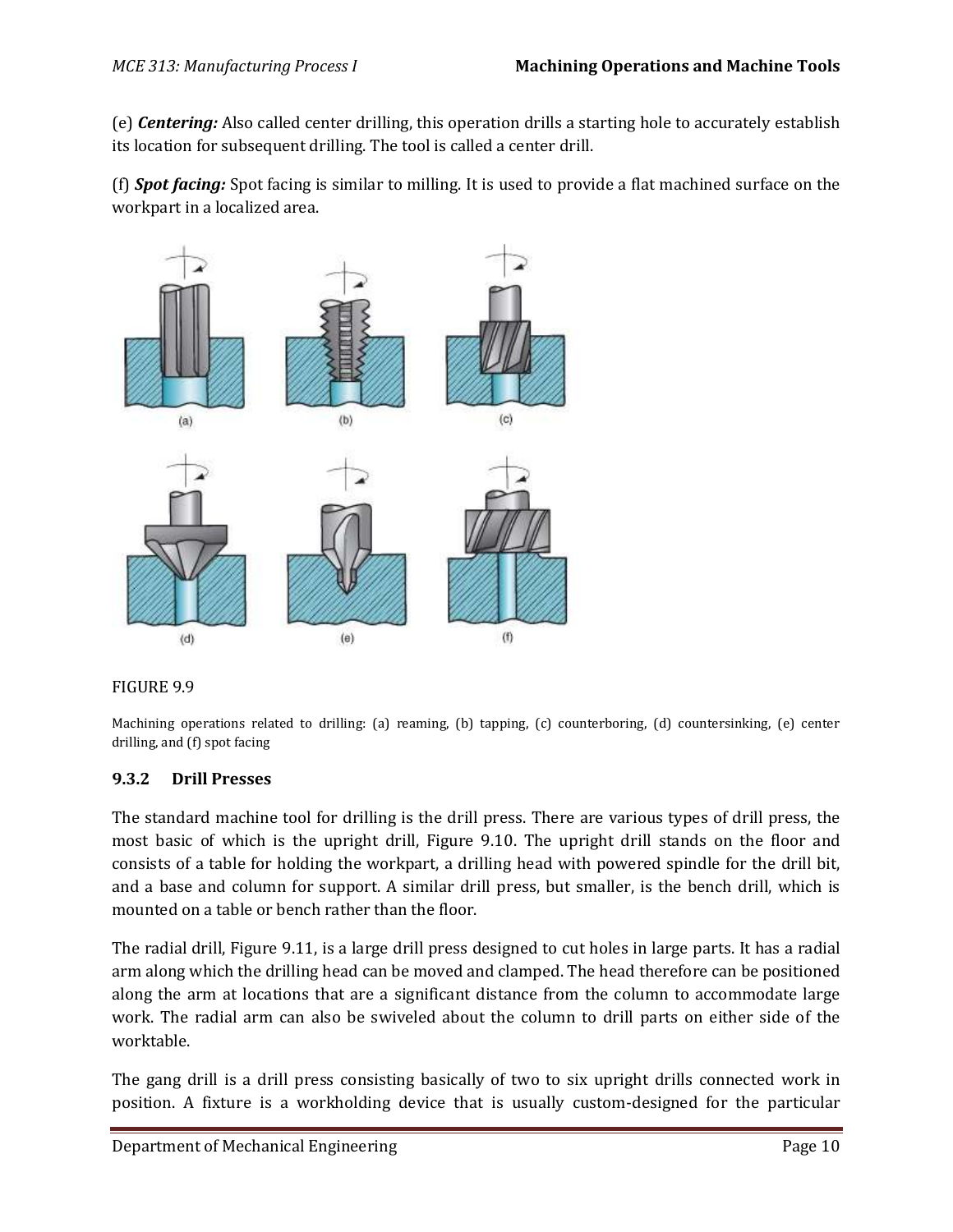(e) ***Centering:*** Also called center drilling, this operation drills a starting hole to accurately establish its location for subsequent drilling. The tool is called a center drill.

(f) ***Spot facing:*** Spot facing is similar to milling. It is used to provide a flat machined surface on the workpart in a localized area.

FIGURE 9.9

Machining operations related to drilling: (a) reaming, (b) tapping, (c) counterboring, (d) countersinking, (e) center drilling, and (f) spot facing

### 9.3.2 Drill Presses

The standard machine tool for drilling is the drill press. There are various types of drill press, the most basic of which is the upright drill, Figure 9.10. The upright drill stands on the floor and consists of a table for holding the workpart, a drilling head with powered spindle for the drill bit, and a base and column for support. A similar drill press, but smaller, is the bench drill, which is mounted on a table or bench rather than the floor.

The radial drill, Figure 9.11, is a large drill press designed to cut holes in large parts. It has a radial arm along which the drilling head can be moved and clamped. The head therefore can be positioned along the arm at locations that are a significant distance from the column to accommodate large work. The radial arm can also be swiveled about the column to drill parts on either side of the worktable.

The gang drill is a drill press consisting basically of two to six upright drills connected work in position. A fixture is a workholding device that is usually custom-designed for the particular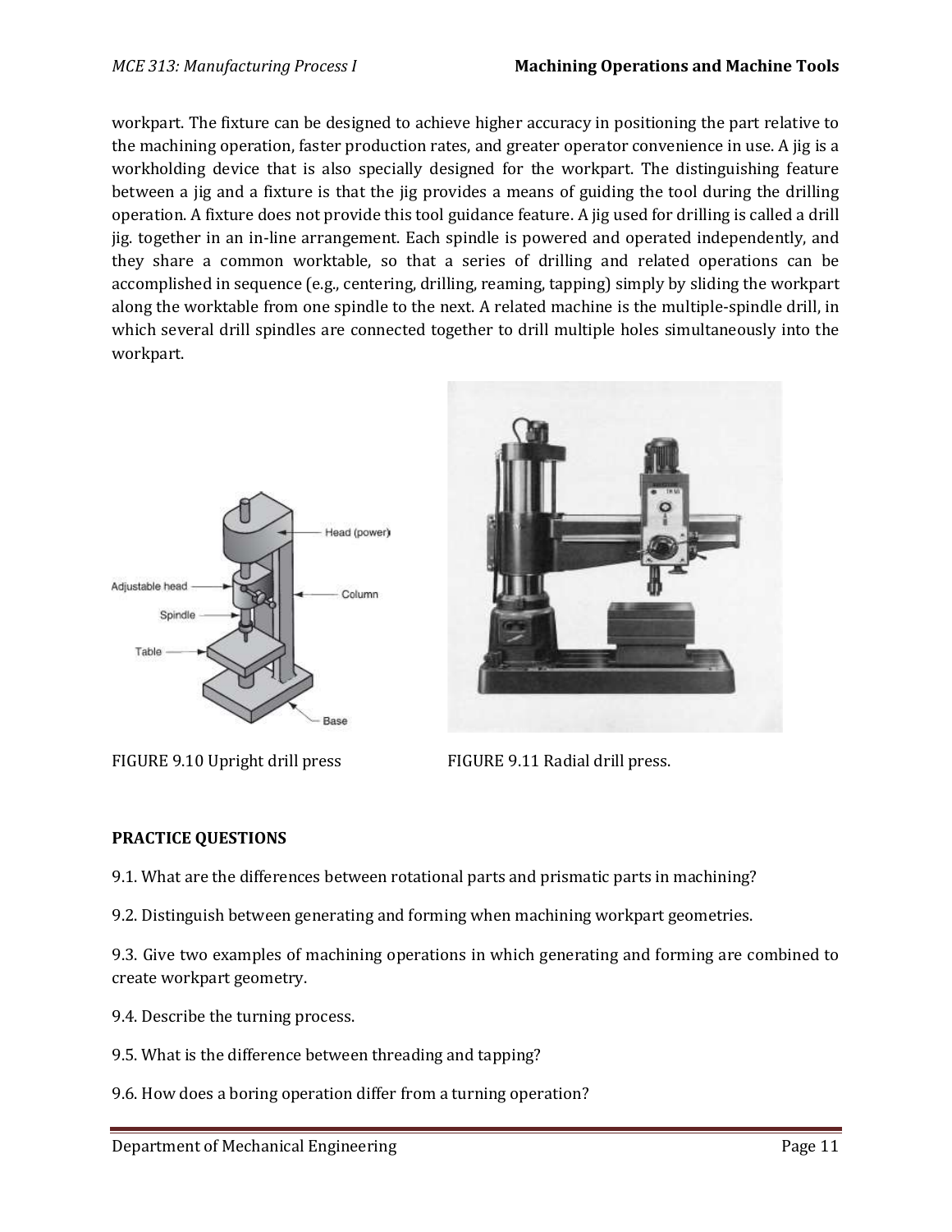workpart. The fixture can be designed to achieve higher accuracy in positioning the part relative to the machining operation, faster production rates, and greater operator convenience in use. A jig is a workholding device that is also specially designed for the workpart. The distinguishing feature between a jig and a fixture is that the jig provides a means of guiding the tool during the drilling operation. A fixture does not provide this tool guidance feature. A jig used for drilling is called a drill jig. together in an in-line arrangement. Each spindle is powered and operated independently, and they share a common worktable, so that a series of drilling and related operations can be accomplished in sequence (e.g., centering, drilling, reaming, tapping) simply by sliding the workpart along the worktable from one spindle to the next. A related machine is the multiple-spindle drill, in which several drill spindles are connected together to drill multiple holes simultaneously into the workpart.

FIGURE 9.10 Upright drill press

FIGURE 9.11 Radial drill press.

**PRACTICE QUESTIONS**

9.1. What are the differences between rotational parts and prismatic parts in machining?

9.2. Distinguish between generating and forming when machining workpart geometries.

9.3. Give two examples of machining operations in which generating and forming are combined to create workpart geometry.

9.4. Describe the turning process.

9.5. What is the difference between threading and tapping?

9.6. How does a boring operation differ from a turning operation?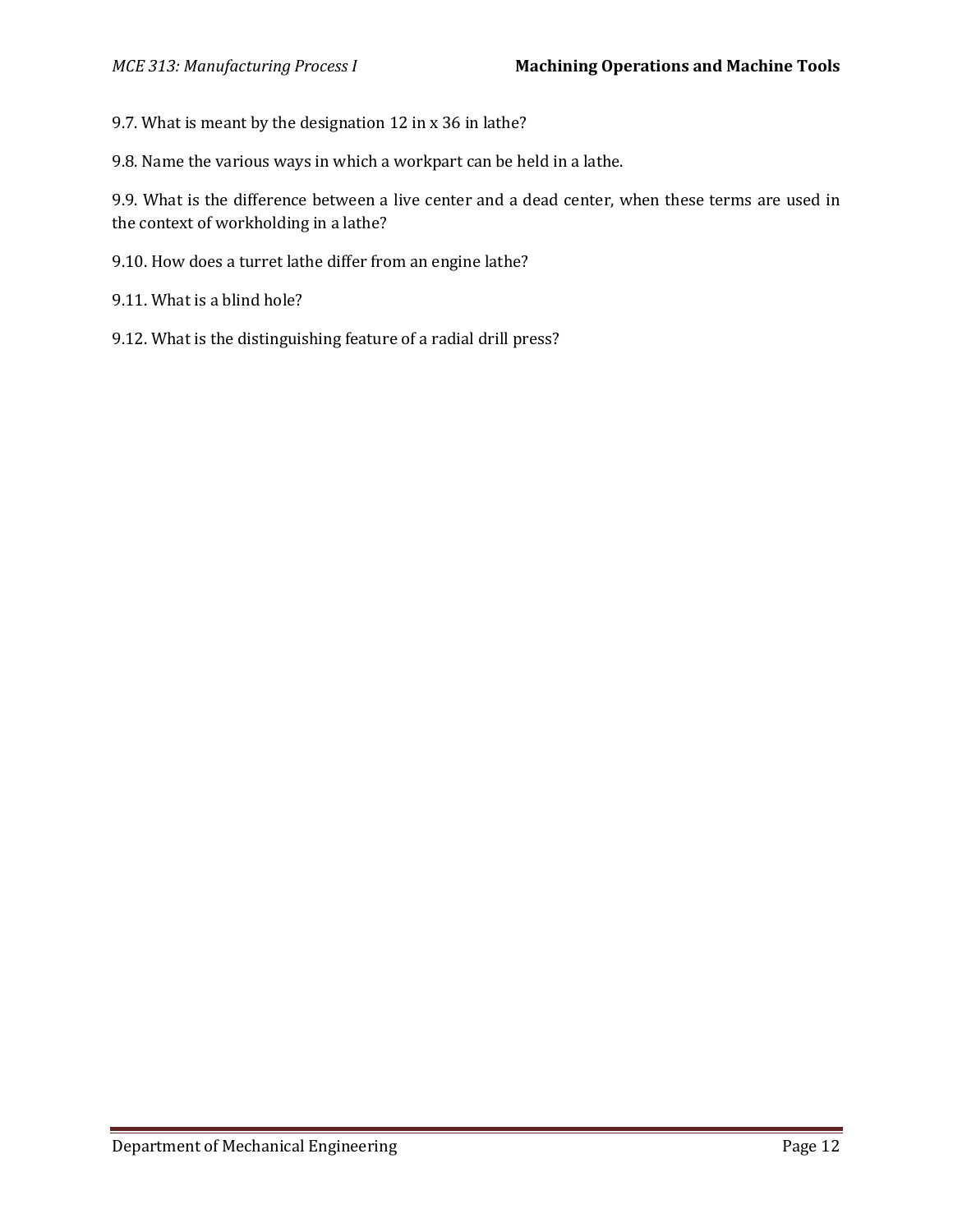9.7. What is meant by the designation 12 in x 36 in lathe?

9.8. Name the various ways in which a workpart can be held in a lathe.

9.9. What is the difference between a live center and a dead center, when these terms are used in the context of workholding in a lathe?

9.10. How does a turret lathe differ from an engine lathe?

9.11. What is a blind hole?

9.12. What is the distinguishing feature of a radial drill press?